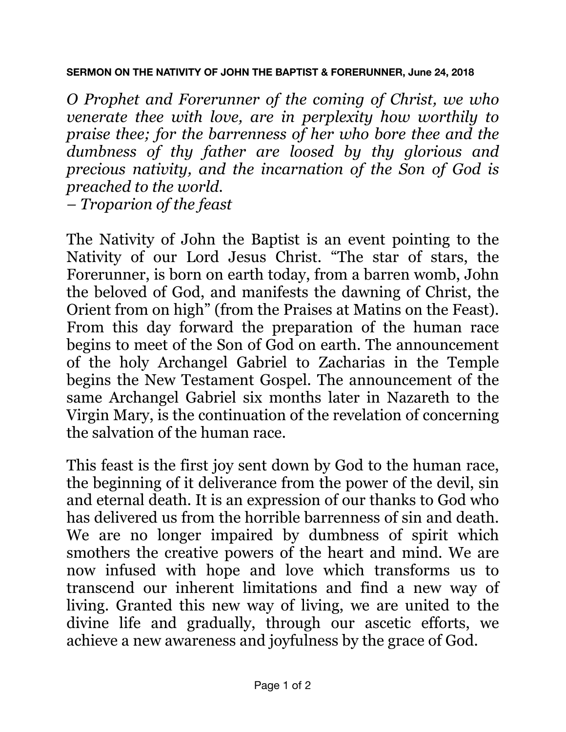**SERMON ON THE NATIVITY OF JOHN THE BAPTIST & FORERUNNER, June 24, 2018**

*O Prophet and Forerunner of the coming of Christ, we who venerate thee with love, are in perplexity how worthily to praise thee; for the barrenness of her who bore thee and the dumbness of thy father are loosed by thy glorious and precious nativity, and the incarnation of the Son of God is preached to the world.*
*– Troparion of the feast*

The Nativity of John the Baptist is an event pointing to the Nativity of our Lord Jesus Christ. "The star of stars, the Forerunner, is born on earth today, from a barren womb, John the beloved of God, and manifests the dawning of Christ, the Orient from on high" (from the Praises at Matins on the Feast). From this day forward the preparation of the human race begins to meet of the Son of God on earth. The announcement of the holy Archangel Gabriel to Zacharias in the Temple begins the New Testament Gospel. The announcement of the same Archangel Gabriel six months later in Nazareth to the Virgin Mary, is the continuation of the revelation of concerning the salvation of the human race.

This feast is the first joy sent down by God to the human race, the beginning of it deliverance from the power of the devil, sin and eternal death. It is an expression of our thanks to God who has delivered us from the horrible barrenness of sin and death. We are no longer impaired by dumbness of spirit which smothers the creative powers of the heart and mind. We are now infused with hope and love which transforms us to transcend our inherent limitations and find a new way of living. Granted this new way of living, we are united to the divine life and gradually, through our ascetic efforts, we achieve a new awareness and joyfulness by the grace of God.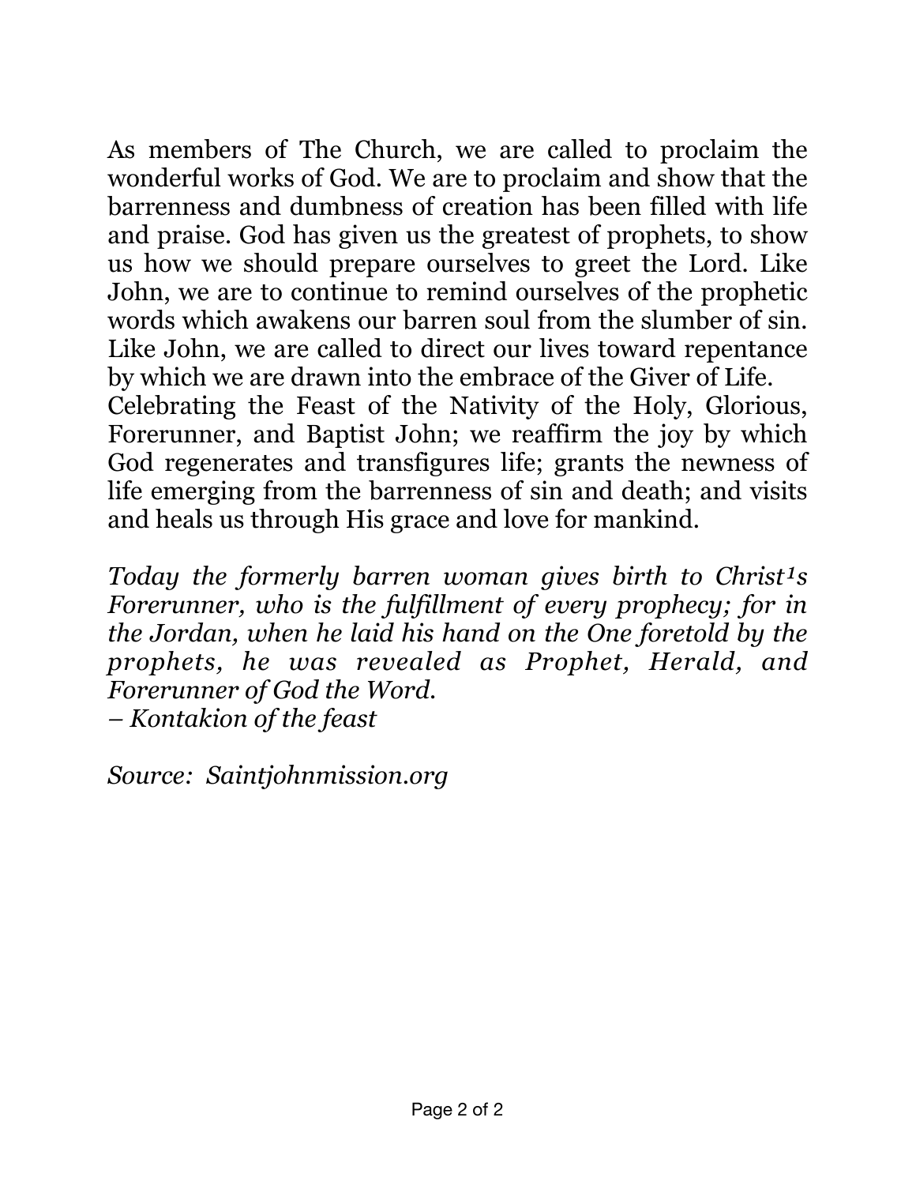As members of The Church, we are called to proclaim the wonderful works of God. We are to proclaim and show that the barrenness and dumbness of creation has been filled with life and praise. God has given us the greatest of prophets, to show us how we should prepare ourselves to greet the Lord. Like John, we are to continue to remind ourselves of the prophetic words which awakens our barren soul from the slumber of sin. Like John, we are called to direct our lives toward repentance by which we are drawn into the embrace of the Giver of Life.

Celebrating the Feast of the Nativity of the Holy, Glorious, Forerunner, and Baptist John; we reaffirm the joy by which God regenerates and transfigures life; grants the newness of life emerging from the barrenness of sin and death; and visits and heals us through His grace and love for mankind.

*Today the formerly barren woman gives birth to Christ1s Forerunner, who is the fulfillment of every prophecy; for in the Jordan, when he laid his hand on the One foretold by the prophets, he was revealed as Prophet, Herald, and Forerunner of God the Word.*
*– Kontakion of the feast*

*Source: Saintjohnmission.org*